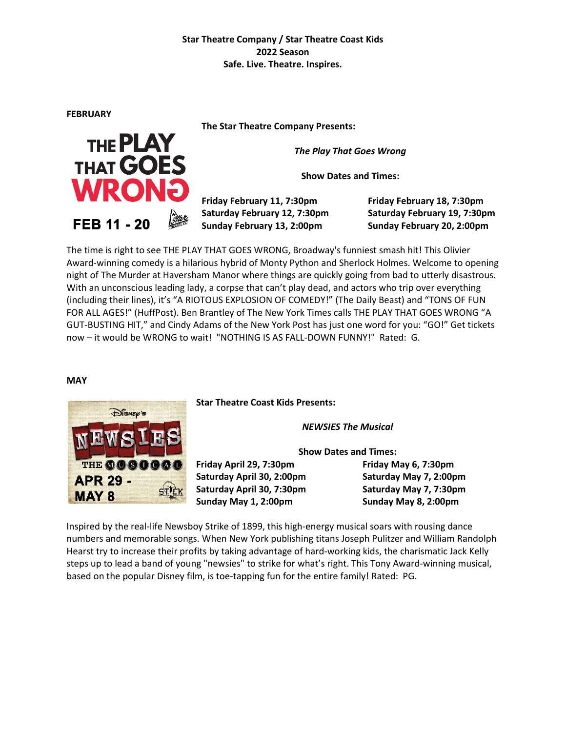**Star Theatre Company / Star Theatre Coast Kids**
**2022 Season**
**Safe. Live. Theatre. Inspires.**

**FEBRUARY**

**The Star Theatre Company Presents:**

***The Play That Goes Wrong***

**Show Dates and Times:**

**Friday February 11, 7:30pm**
**Saturday February 12, 7:30pm**
**Sunday February 13, 2:00pm**

**Friday February 18, 7:30pm**
**Saturday February 19, 7:30pm**
**Sunday February 20, 2:00pm**

The time is right to see THE PLAY THAT GOES WRONG, Broadway's funniest smash hit! This Olivier Award-winning comedy is a hilarious hybrid of Monty Python and Sherlock Holmes. Welcome to opening night of The Murder at Haversham Manor where things are quickly going from bad to utterly disastrous. With an unconscious leading lady, a corpse that can't play dead, and actors who trip over everything (including their lines), it's "A RIOTOUS EXPLOSION OF COMEDY!" (The Daily Beast) and "TONS OF FUN FOR ALL AGES!" (HuffPost). Ben Brantley of The New York Times calls THE PLAY THAT GOES WRONG "A GUT-BUSTING HIT," and Cindy Adams of the New York Post has just one word for you: "GO!" Get tickets now – it would be WRONG to wait! "NOTHING IS AS FALL-DOWN FUNNY!" Rated: G.

**MAY**

**Star Theatre Coast Kids Presents:**

***NEWSIES The Musical***

**Show Dates and Times:**

**Friday April 29, 7:30pm**
**Saturday April 30, 2:00pm**
**Saturday April 30, 7:30pm**
**Sunday May 1, 2:00pm**

**Friday May 6, 7:30pm**
**Saturday May 7, 2:00pm**
**Saturday May 7, 7:30pm**
**Sunday May 8, 2:00pm**

Inspired by the real-life Newsboy Strike of 1899, this high-energy musical soars with rousing dance numbers and memorable songs. When New York publishing titans Joseph Pulitzer and William Randolph Hearst try to increase their profits by taking advantage of hard-working kids, the charismatic Jack Kelly steps up to lead a band of young "newsies" to strike for what's right. This Tony Award-winning musical, based on the popular Disney film, is toe-tapping fun for the entire family! Rated: PG.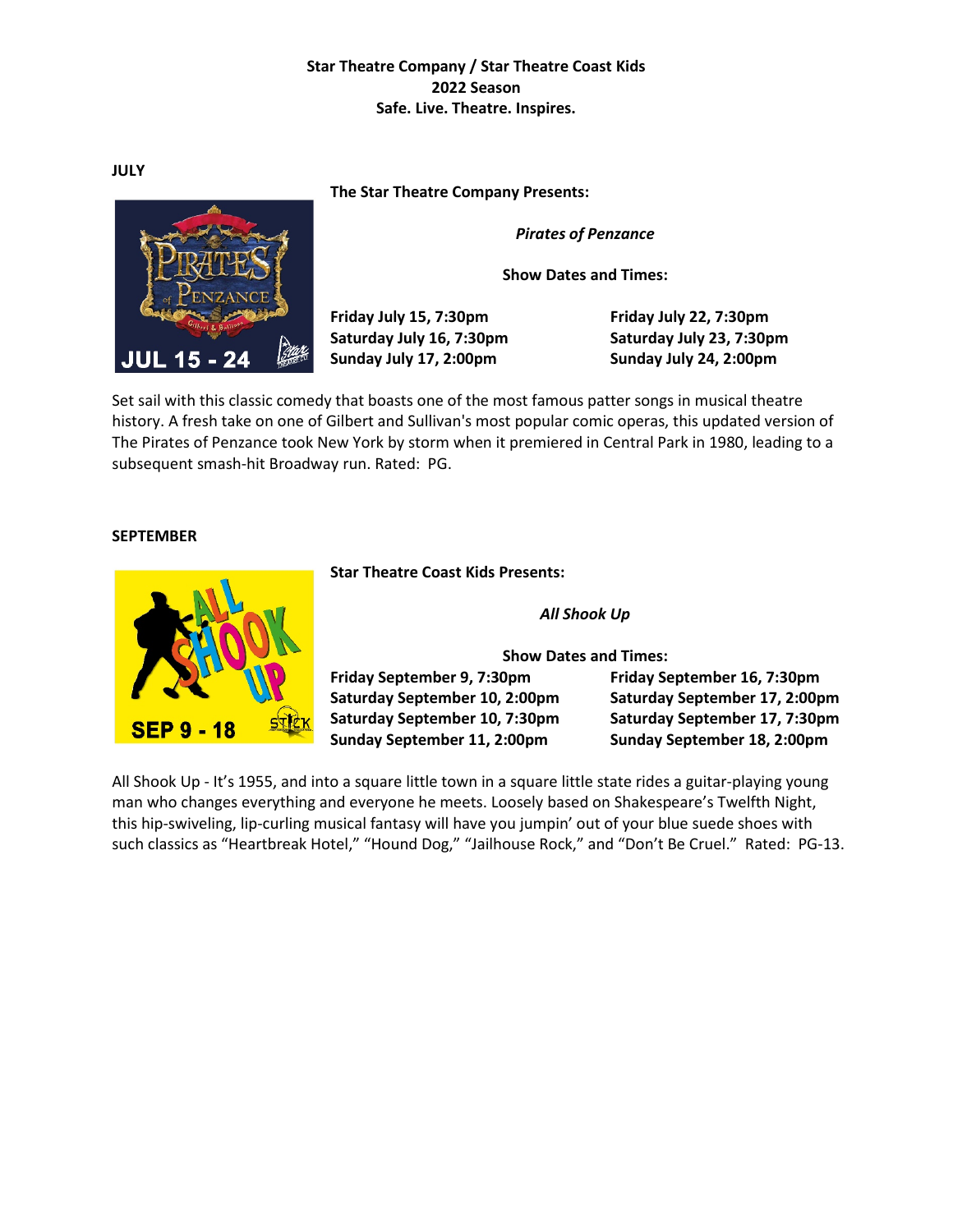**Star Theatre Company / Star Theatre Coast Kids**
**2022 Season**
**Safe. Live. Theatre. Inspires.**

**JULY**

**The Star Theatre Company Presents:**

***Pirates of Penzance***

**Show Dates and Times:**

**Friday July 15, 7:30pm**
**Saturday July 16, 7:30pm**
**Sunday July 17, 2:00pm**
**Friday July 22, 7:30pm**
**Saturday July 23, 7:30pm**
**Sunday July 24, 2:00pm**

Set sail with this classic comedy that boasts one of the most famous patter songs in musical theatre history. A fresh take on one of Gilbert and Sullivan's most popular comic operas, this updated version of The Pirates of Penzance took New York by storm when it premiered in Central Park in 1980, leading to a subsequent smash-hit Broadway run. Rated: PG.

**SEPTEMBER**

**Star Theatre Coast Kids Presents:**

***All Shook Up***

**Show Dates and Times:**

**Friday September 9, 7:30pm**
**Saturday September 10, 2:00pm**
**Saturday September 10, 7:30pm**
**Sunday September 11, 2:00pm**
**Friday September 16, 7:30pm**
**Saturday September 17, 2:00pm**
**Saturday September 17, 7:30pm**
**Sunday September 18, 2:00pm**

All Shook Up - It's 1955, and into a square little town in a square little state rides a guitar-playing young man who changes everything and everyone he meets. Loosely based on Shakespeare's Twelfth Night, this hip-swiveling, lip-curling musical fantasy will have you jumpin' out of your blue suede shoes with such classics as "Heartbreak Hotel," "Hound Dog," "Jailhouse Rock," and "Don't Be Cruel." Rated: PG-13.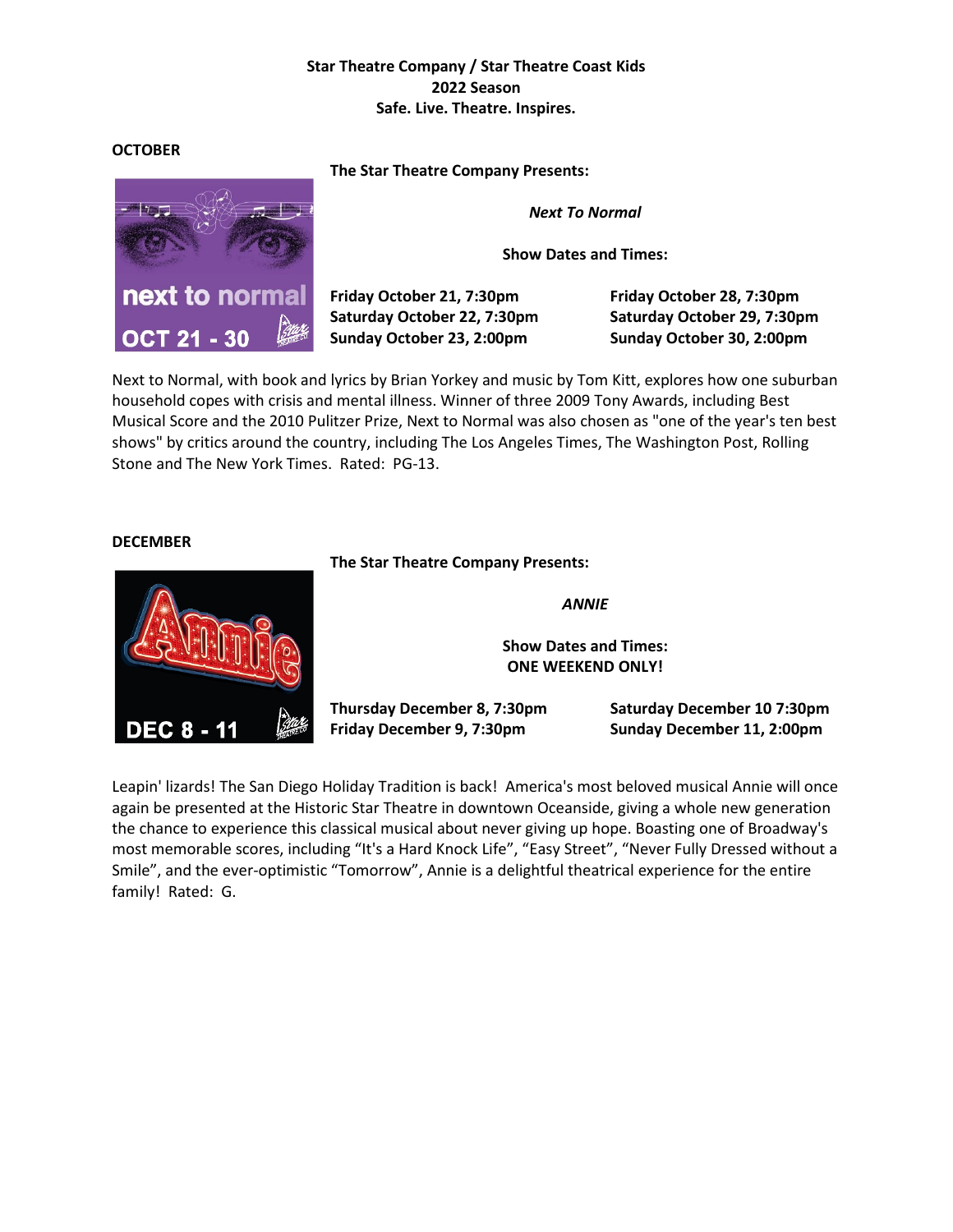**Star Theatre Company / Star Theatre Coast Kids**
**2022 Season**
**Safe. Live. Theatre. Inspires.**

**OCTOBER**

**The Star Theatre Company Presents:**

***Next To Normal***

**Show Dates and Times:**

**Friday October 21, 7:30pm**
**Saturday October 22, 7:30pm**
**Sunday October 23, 2:00pm**

**Friday October 28, 7:30pm**
**Saturday October 29, 7:30pm**
**Sunday October 30, 2:00pm**

Next to Normal, with book and lyrics by Brian Yorkey and music by Tom Kitt, explores how one suburban household copes with crisis and mental illness. Winner of three 2009 Tony Awards, including Best Musical Score and the 2010 Pulitzer Prize, Next to Normal was also chosen as "one of the year's ten best shows" by critics around the country, including The Los Angeles Times, The Washington Post, Rolling Stone and The New York Times. Rated: PG-13.

**DECEMBER**

**The Star Theatre Company Presents:**

***ANNIE***

**Show Dates and Times:**
**ONE WEEKEND ONLY!**

**Thursday December 8, 7:30pm**
**Friday December 9, 7:30pm**

**Saturday December 10 7:30pm**
**Sunday December 11, 2:00pm**

Leapin' lizards! The San Diego Holiday Tradition is back! America's most beloved musical Annie will once again be presented at the Historic Star Theatre in downtown Oceanside, giving a whole new generation the chance to experience this classical musical about never giving up hope. Boasting one of Broadway's most memorable scores, including "It's a Hard Knock Life", "Easy Street", "Never Fully Dressed without a Smile", and the ever-optimistic "Tomorrow", Annie is a delightful theatrical experience for the entire family! Rated: G.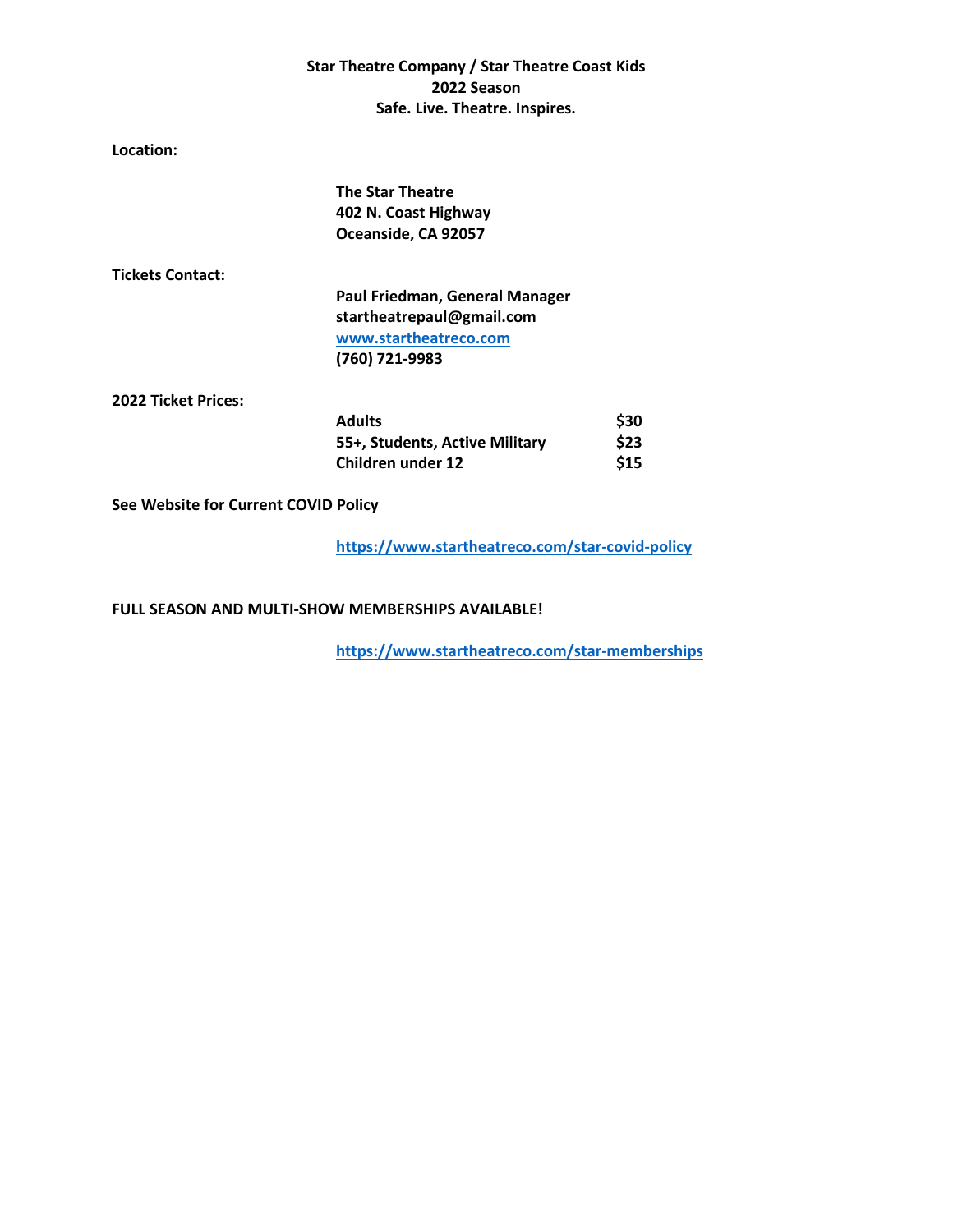**Star Theatre Company / Star Theatre Coast Kids**
**2022 Season**
**Safe. Live. Theatre. Inspires.**

**Location:**

**The Star Theatre**
**402 N. Coast Highway**
**Oceanside, CA 92057**

**Tickets Contact:**

**Paul Friedman, General Manager**
**startheatrepaul@gmail.com**
**[www.startheatreco.com](http://www.startheatreco.com)**
**(760) 721-9983**

**2022 Ticket Prices:**

| | |
|---|---|
| **Adults** | **$30** |
| **55+, Students, Active Military** | **$23** |
| **Children under 12** | **$15** |

**See Website for Current COVID Policy**

**[https://www.startheatreco.com/star-covid-policy](https://www.startheatreco.com/star-covid-policy)**

**FULL SEASON AND MULTI-SHOW MEMBERSHIPS AVAILABLE!**

**[https://www.startheatreco.com/star-memberships](https://www.startheatreco.com/star-memberships)**